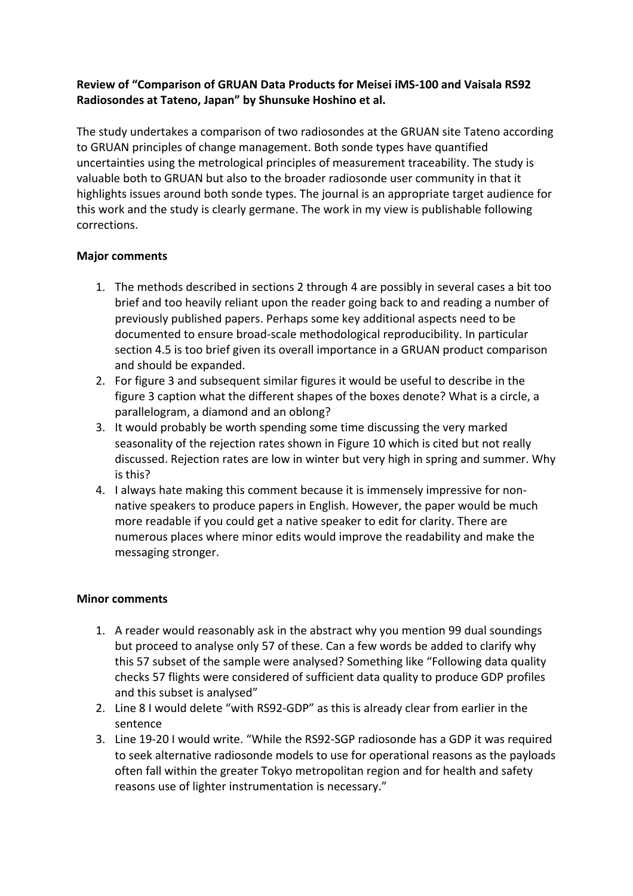**Review of "Comparison of GRUAN Data Products for Meisei iMS-100 and Vaisala RS92 Radiosondes at Tateno, Japan" by Shunsuke Hoshino et al.**

The study undertakes a comparison of two radiosondes at the GRUAN site Tateno according to GRUAN principles of change management. Both sonde types have quantified uncertainties using the metrological principles of measurement traceability. The study is valuable both to GRUAN but also to the broader radiosonde user community in that it highlights issues around both sonde types. The journal is an appropriate target audience for this work and the study is clearly germane. The work in my view is publishable following corrections.

**Major comments**

1. The methods described in sections 2 through 4 are possibly in several cases a bit too brief and too heavily reliant upon the reader going back to and reading a number of previously published papers. Perhaps some key additional aspects need to be documented to ensure broad-scale methodological reproducibility. In particular section 4.5 is too brief given its overall importance in a GRUAN product comparison and should be expanded.
2. For figure 3 and subsequent similar figures it would be useful to describe in the figure 3 caption what the different shapes of the boxes denote? What is a circle, a parallelogram, a diamond and an oblong?
3. It would probably be worth spending some time discussing the very marked seasonality of the rejection rates shown in Figure 10 which is cited but not really discussed. Rejection rates are low in winter but very high in spring and summer. Why is this?
4. I always hate making this comment because it is immensely impressive for non-native speakers to produce papers in English. However, the paper would be much more readable if you could get a native speaker to edit for clarity. There are numerous places where minor edits would improve the readability and make the messaging stronger.

**Minor comments**

1. A reader would reasonably ask in the abstract why you mention 99 dual soundings but proceed to analyse only 57 of these. Can a few words be added to clarify why this 57 subset of the sample were analysed? Something like "Following data quality checks 57 flights were considered of sufficient data quality to produce GDP profiles and this subset is analysed"
2. Line 8 I would delete "with RS92-GDP" as this is already clear from earlier in the sentence
3. Line 19-20 I would write. "While the RS92-SGP radiosonde has a GDP it was required to seek alternative radiosonde models to use for operational reasons as the payloads often fall within the greater Tokyo metropolitan region and for health and safety reasons use of lighter instrumentation is necessary."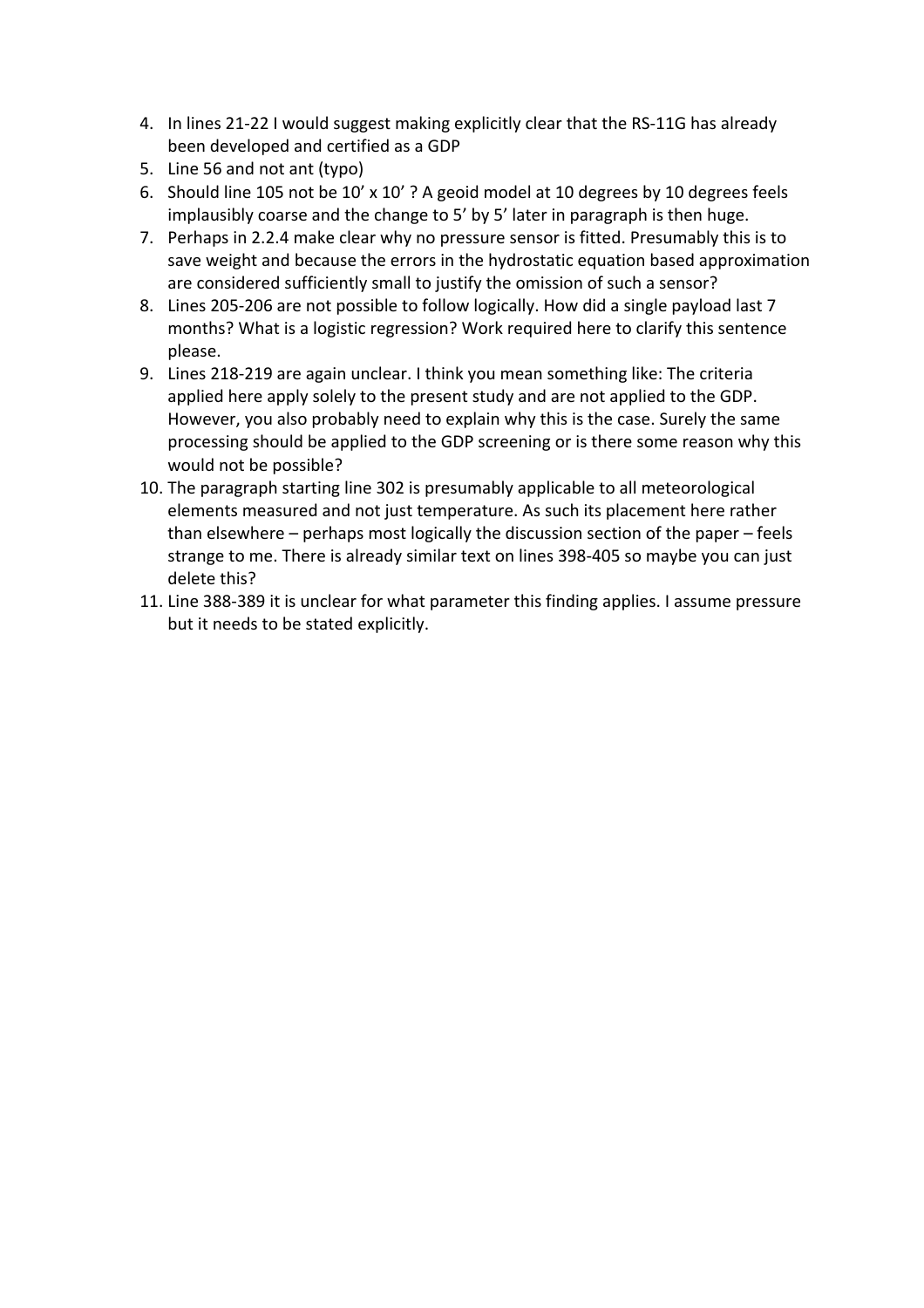4. In lines 21-22 I would suggest making explicitly clear that the RS-11G has already been developed and certified as a GDP
5. Line 56 and not ant (typo)
6. Should line 105 not be 10' x 10' ? A geoid model at 10 degrees by 10 degrees feels implausibly coarse and the change to 5' by 5' later in paragraph is then huge.
7. Perhaps in 2.2.4 make clear why no pressure sensor is fitted. Presumably this is to save weight and because the errors in the hydrostatic equation based approximation are considered sufficiently small to justify the omission of such a sensor?
8. Lines 205-206 are not possible to follow logically. How did a single payload last 7 months? What is a logistic regression? Work required here to clarify this sentence please.
9. Lines 218-219 are again unclear. I think you mean something like: The criteria applied here apply solely to the present study and are not applied to the GDP. However, you also probably need to explain why this is the case. Surely the same processing should be applied to the GDP screening or is there some reason why this would not be possible?
10. The paragraph starting line 302 is presumably applicable to all meteorological elements measured and not just temperature. As such its placement here rather than elsewhere – perhaps most logically the discussion section of the paper – feels strange to me. There is already similar text on lines 398-405 so maybe you can just delete this?
11. Line 388-389 it is unclear for what parameter this finding applies. I assume pressure but it needs to be stated explicitly.